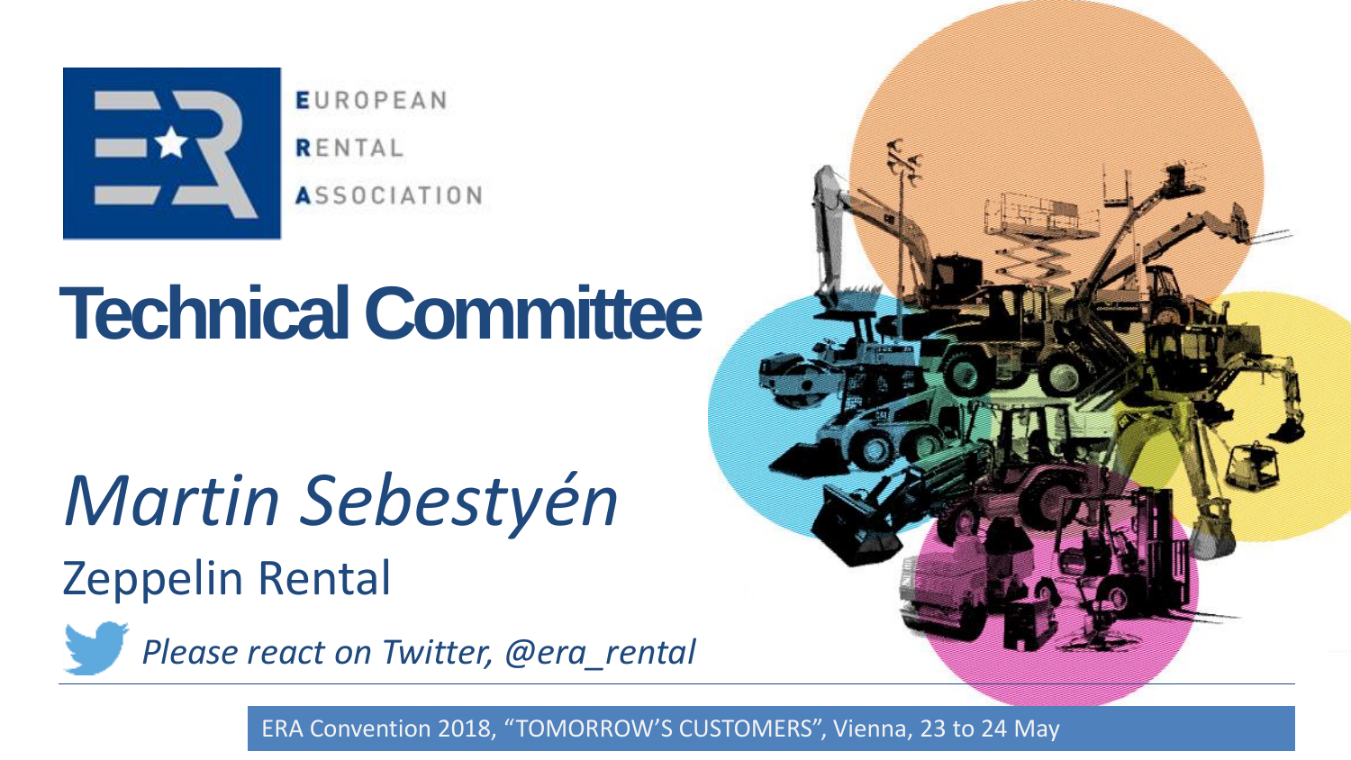EUROPEAN RENTAL ASSOCIATION

# Technical Committee

*Martin Sebestyén*

Zeppelin Rental

*Please react on Twitter, @era_rental*

ERA Convention 2018, "TOMORROW'S CUSTOMERS", Vienna, 23 to 24 May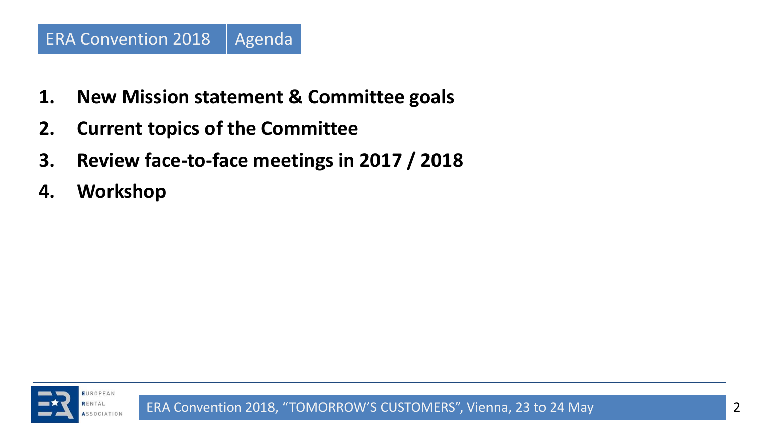# ERA Convention 2018 | Agenda

1. **New Mission statement & Committee goals**
2. **Current topics of the Committee**
3. **Review face-to-face meetings in 2017 / 2018**
4. **Workshop**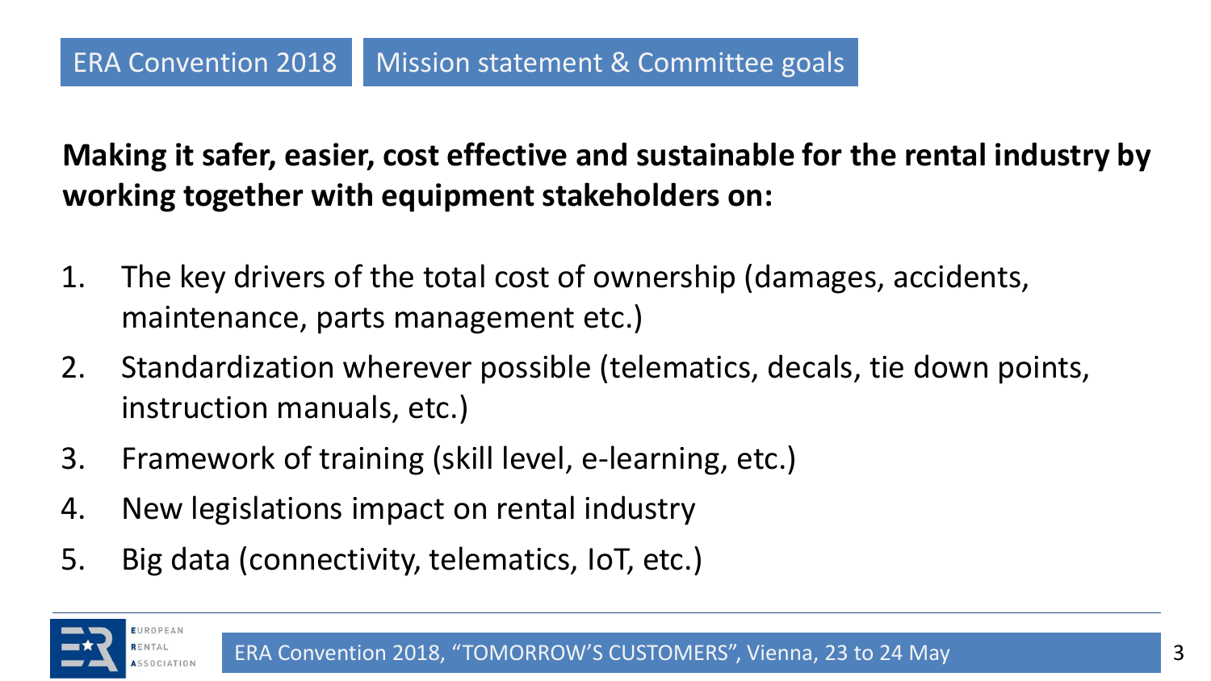ERA Convention 2018 | Mission statement & Committee goals

**Making it safer, easier, cost effective and sustainable for the rental industry by working together with equipment stakeholders on:**

1. The key drivers of the total cost of ownership (damages, accidents, maintenance, parts management etc.)
2. Standardization wherever possible (telematics, decals, tie down points, instruction manuals, etc.)
3. Framework of training (skill level, e-learning, etc.)
4. New legislations impact on rental industry
5. Big data (connectivity, telematics, IoT, etc.)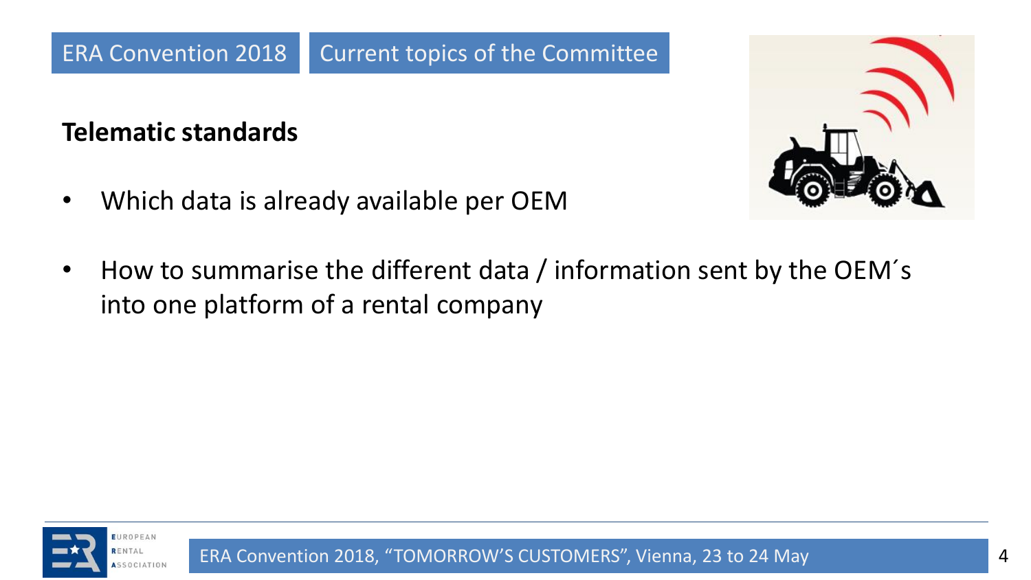ERA Convention 2018 | Current topics of the Committee

## Telematic standards

- Which data is already available per OEM

- How to summarise the different data / information sent by the OEM´s into one platform of a rental company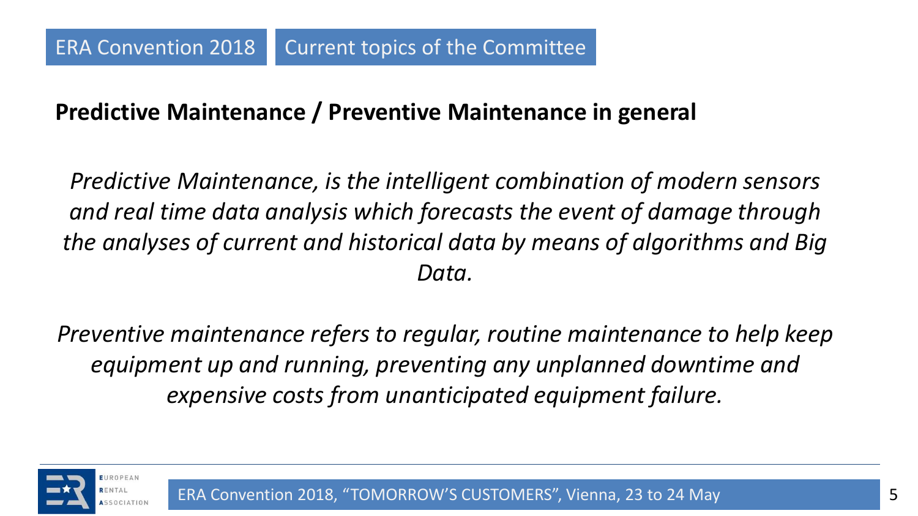ERA Convention 2018 | Current topics of the Committee

## Predictive Maintenance / Preventive Maintenance in general

*Predictive Maintenance, is the intelligent combination of modern sensors and real time data analysis which forecasts the event of damage through the analyses of current and historical data by means of algorithms and Big Data.*

*Preventive maintenance refers to regular, routine maintenance to help keep equipment up and running, preventing any unplanned downtime and expensive costs from unanticipated equipment failure.*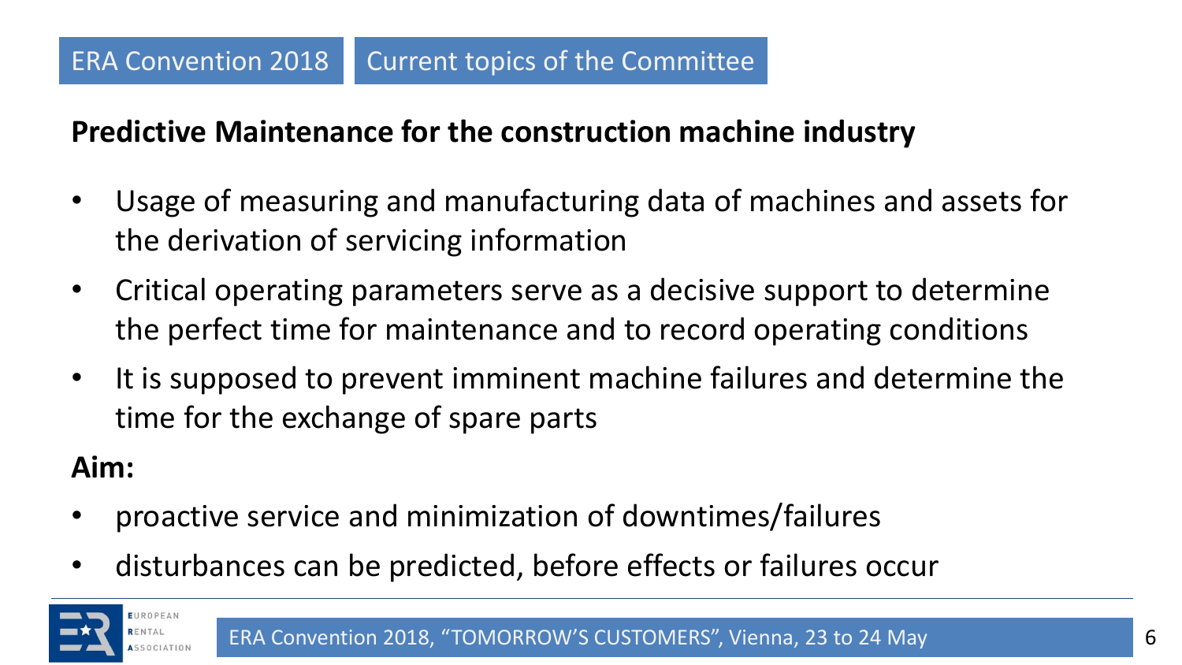ERA Convention 2018 | Current topics of the Committee

## Predictive Maintenance for the construction machine industry

- Usage of measuring and manufacturing data of machines and assets for the derivation of servicing information
- Critical operating parameters serve as a decisive support to determine the perfect time for maintenance and to record operating conditions
- It is supposed to prevent imminent machine failures and determine the time for the exchange of spare parts

**Aim:**

- proactive service and minimization of downtimes/failures
- disturbances can be predicted, before effects or failures occur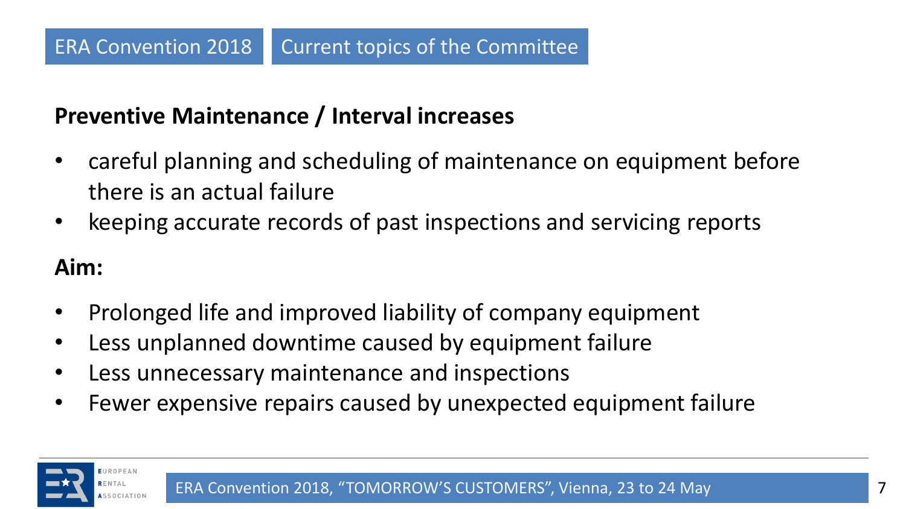ERA Convention 2018 | Current topics of the Committee

## Preventive Maintenance / Interval increases

- careful planning and scheduling of maintenance on equipment before there is an actual failure
- keeping accurate records of past inspections and servicing reports

**Aim:**

- Prolonged life and improved liability of company equipment
- Less unplanned downtime caused by equipment failure
- Less unnecessary maintenance and inspections
- Fewer expensive repairs caused by unexpected equipment failure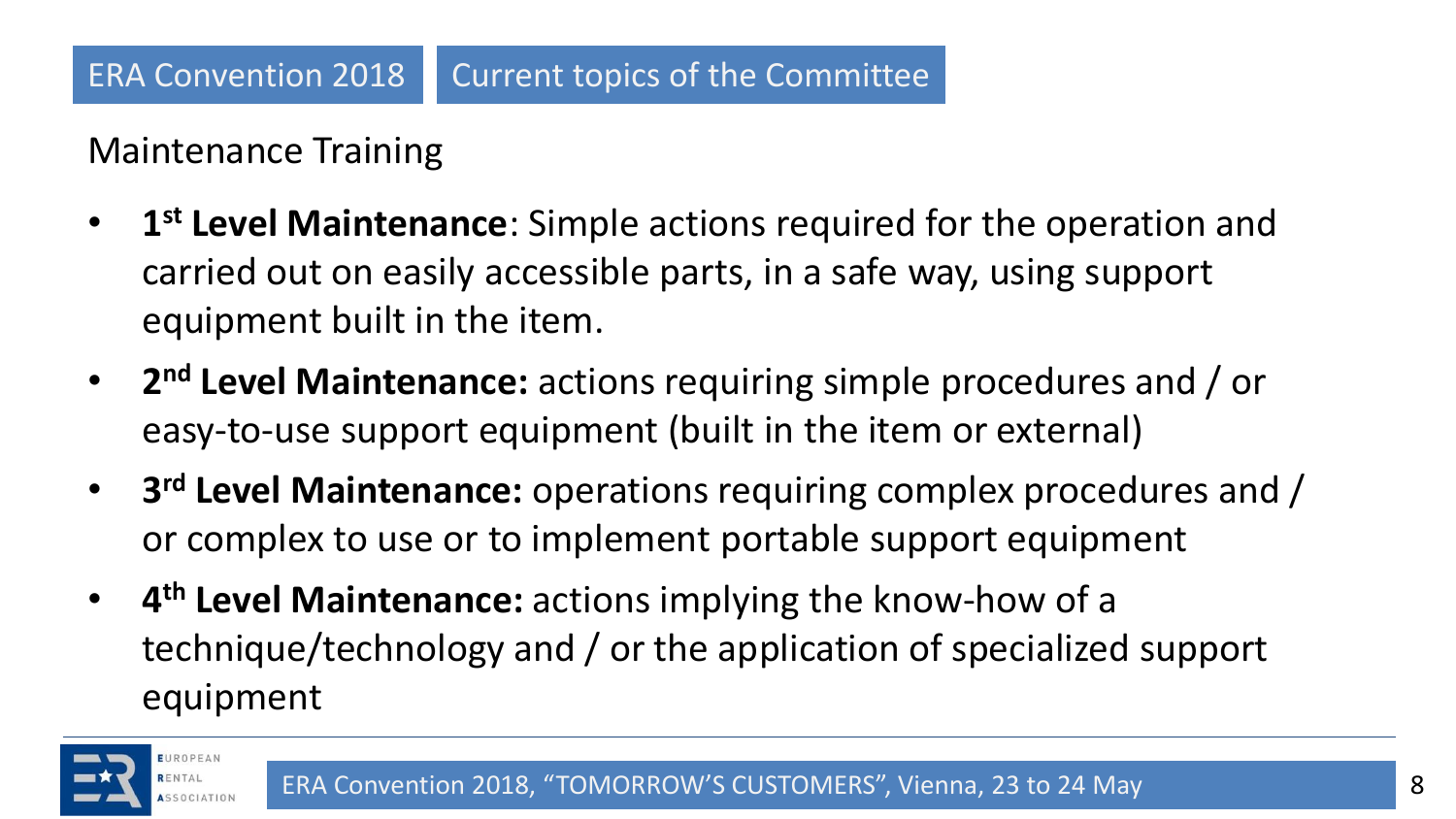ERA Convention 2018 | Current topics of the Committee

## Maintenance Training

- **1st Level Maintenance**: Simple actions required for the operation and carried out on easily accessible parts, in a safe way, using support equipment built in the item.
- **2nd Level Maintenance:** actions requiring simple procedures and / or easy-to-use support equipment (built in the item or external)
- **3rd Level Maintenance:** operations requiring complex procedures and / or complex to use or to implement portable support equipment
- **4th Level Maintenance:** actions implying the know-how of a technique/technology and / or the application of specialized support equipment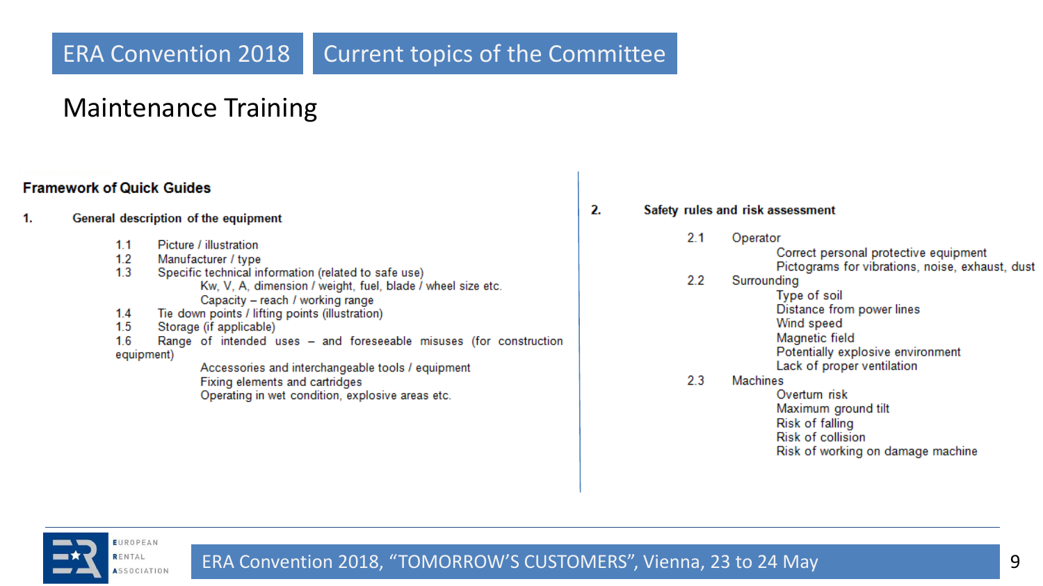# Maintenance Training

## Framework of Quick Guides

**1. General description of the equipment**

- 1.1 Picture / illustration
- 1.2 Manufacturer / type
- 1.3 Specific technical information (related to safe use)
  - Kw, V, A, dimension / weight, fuel, blade / wheel size etc.
  - Capacity – reach / working range
- 1.4 Tie down points / lifting points (illustration)
- 1.5 Storage (if applicable)
- 1.6 Range of intended uses – and foreseeable misuses (for construction equipment)
  - Accessories and interchangeable tools / equipment
  - Fixing elements and cartridges
  - Operating in wet condition, explosive areas etc.

**2. Safety rules and risk assessment**

- 2.1 Operator
  - Correct personal protective equipment
  - Pictograms for vibrations, noise, exhaust, dust
- 2.2 Surrounding
  - Type of soil
  - Distance from power lines
  - Wind speed
  - Magnetic field
  - Potentially explosive environment
  - Lack of proper ventilation
- 2.3 Machines
  - Overturn risk
  - Maximum ground tilt
  - Risk of falling
  - Risk of collision
  - Risk of working on damage machine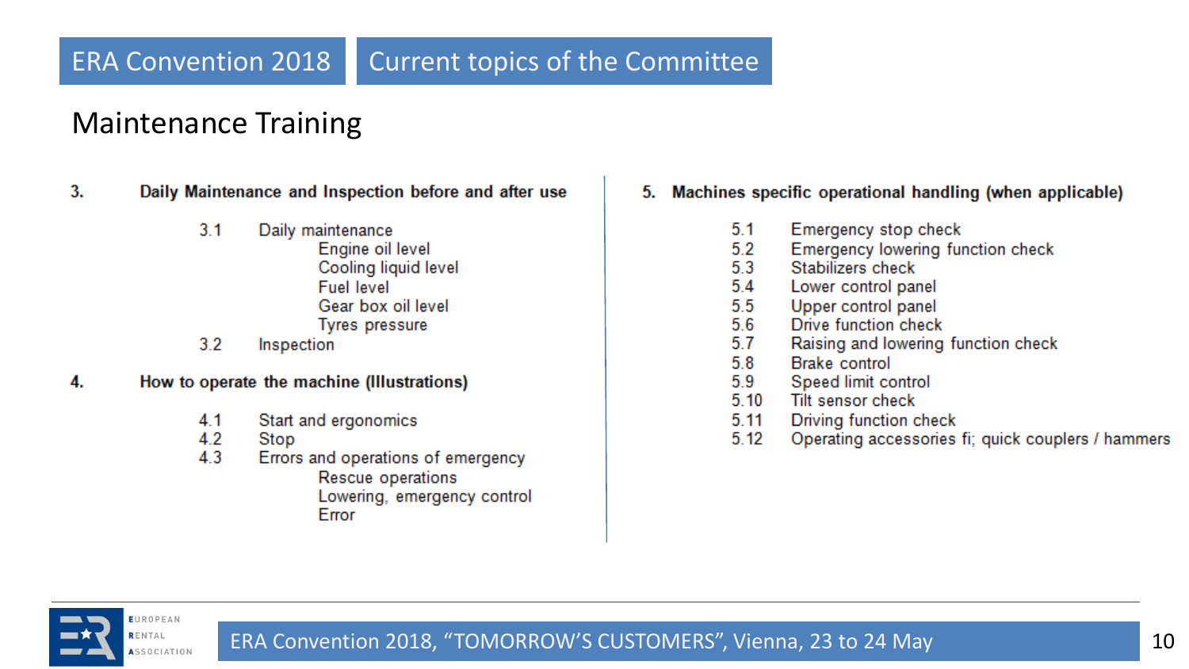ERA Convention 2018 | Current topics of the Committee

## Maintenance Training

**3. Daily Maintenance and Inspection before and after use**

- 3.1 Daily maintenance
  - Engine oil level
  - Cooling liquid level
  - Fuel level
  - Gear box oil level
  - Tyres pressure
- 3.2 Inspection

**4. How to operate the machine (Illustrations)**

- 4.1 Start and ergonomics
- 4.2 Stop
- 4.3 Errors and operations of emergency
  - Rescue operations
  - Lowering, emergency control
  - Error

**5. Machines specific operational handling (when applicable)**

- 5.1 Emergency stop check
- 5.2 Emergency lowering function check
- 5.3 Stabilizers check
- 5.4 Lower control panel
- 5.5 Upper control panel
- 5.6 Drive function check
- 5.7 Raising and lowering function check
- 5.8 Brake control
- 5.9 Speed limit control
- 5.10 Tilt sensor check
- 5.11 Driving function check
- 5.12 Operating accessories fi; quick couplers / hammers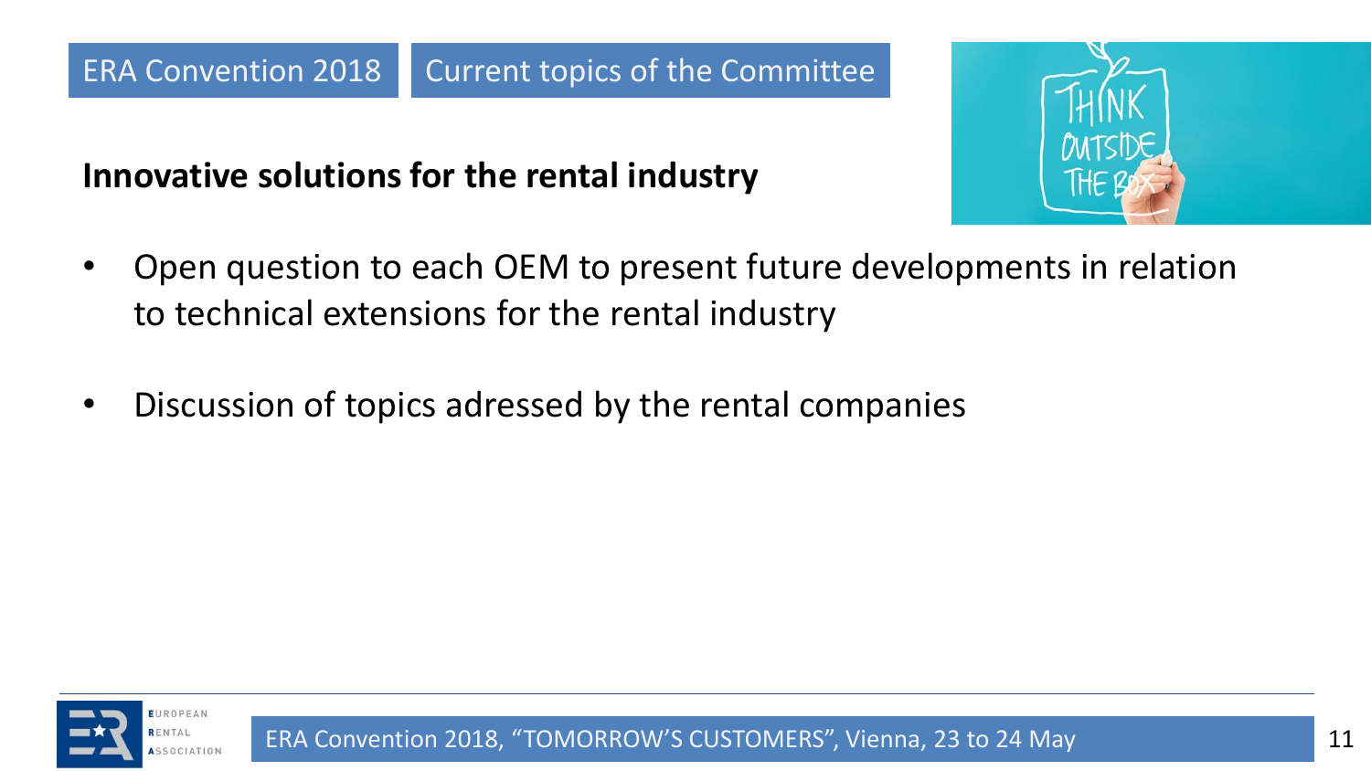ERA Convention 2018 | Current topics of the Committee

## Innovative solutions for the rental industry

- Open question to each OEM to present future developments in relation to technical extensions for the rental industry

- Discussion of topics adressed by the rental companies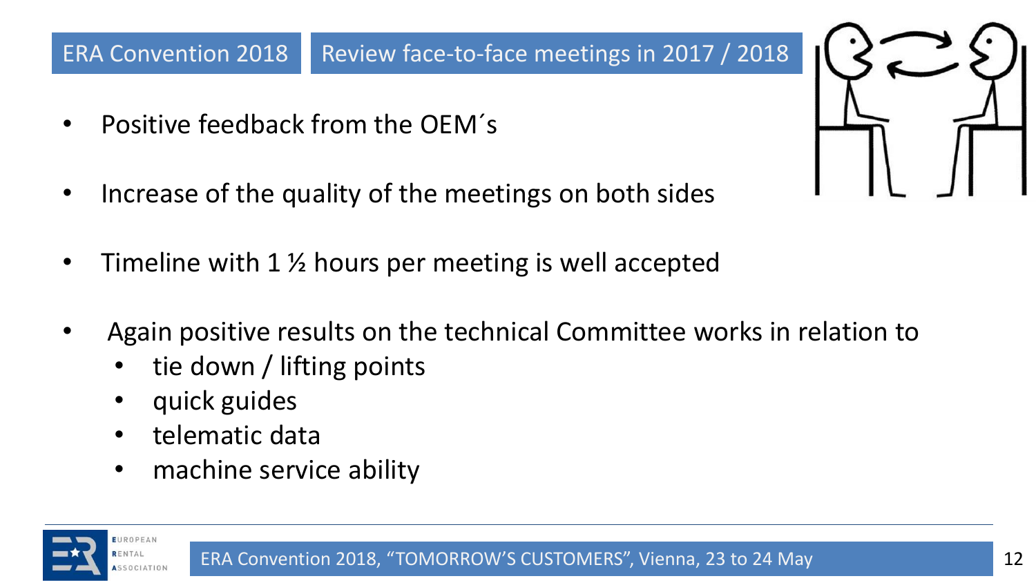ERA Convention 2018

## Review face-to-face meetings in 2017 / 2018

- Positive feedback from the OEM´s
- Increase of the quality of the meetings on both sides
- Timeline with 1 ½ hours per meeting is well accepted
- Again positive results on the technical Committee works in relation to
  - tie down / lifting points
  - quick guides
  - telematic data
  - machine service ability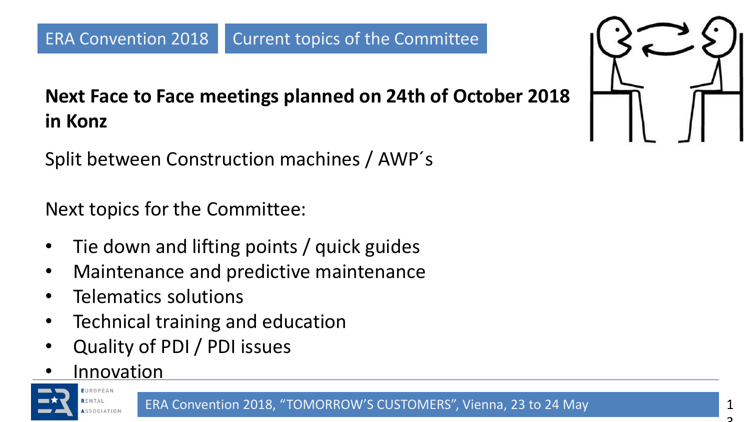ERA Convention 2018 | Current topics of the Committee

**Next Face to Face meetings planned on 24th of October 2018 in Konz**

Split between Construction machines / AWP´s

Next topics for the Committee:

- Tie down and lifting points / quick guides
- Maintenance and predictive maintenance
- Telematics solutions
- Technical training and education
- Quality of PDI / PDI issues
- Innovation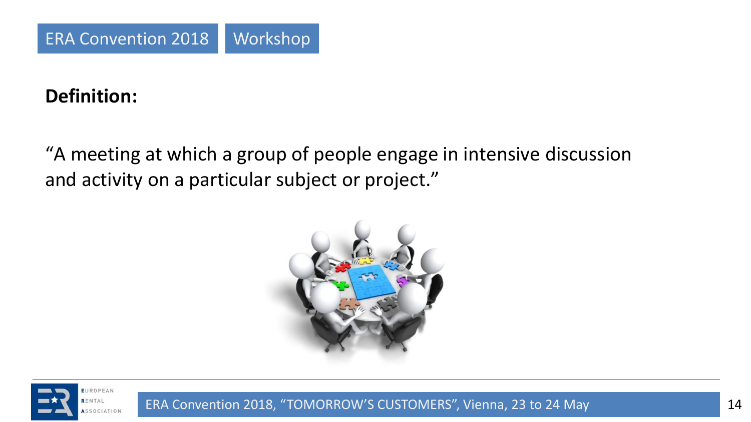ERA Convention 2018 | Workshop

**Definition:**

"A meeting at which a group of people engage in intensive discussion and activity on a particular subject or project."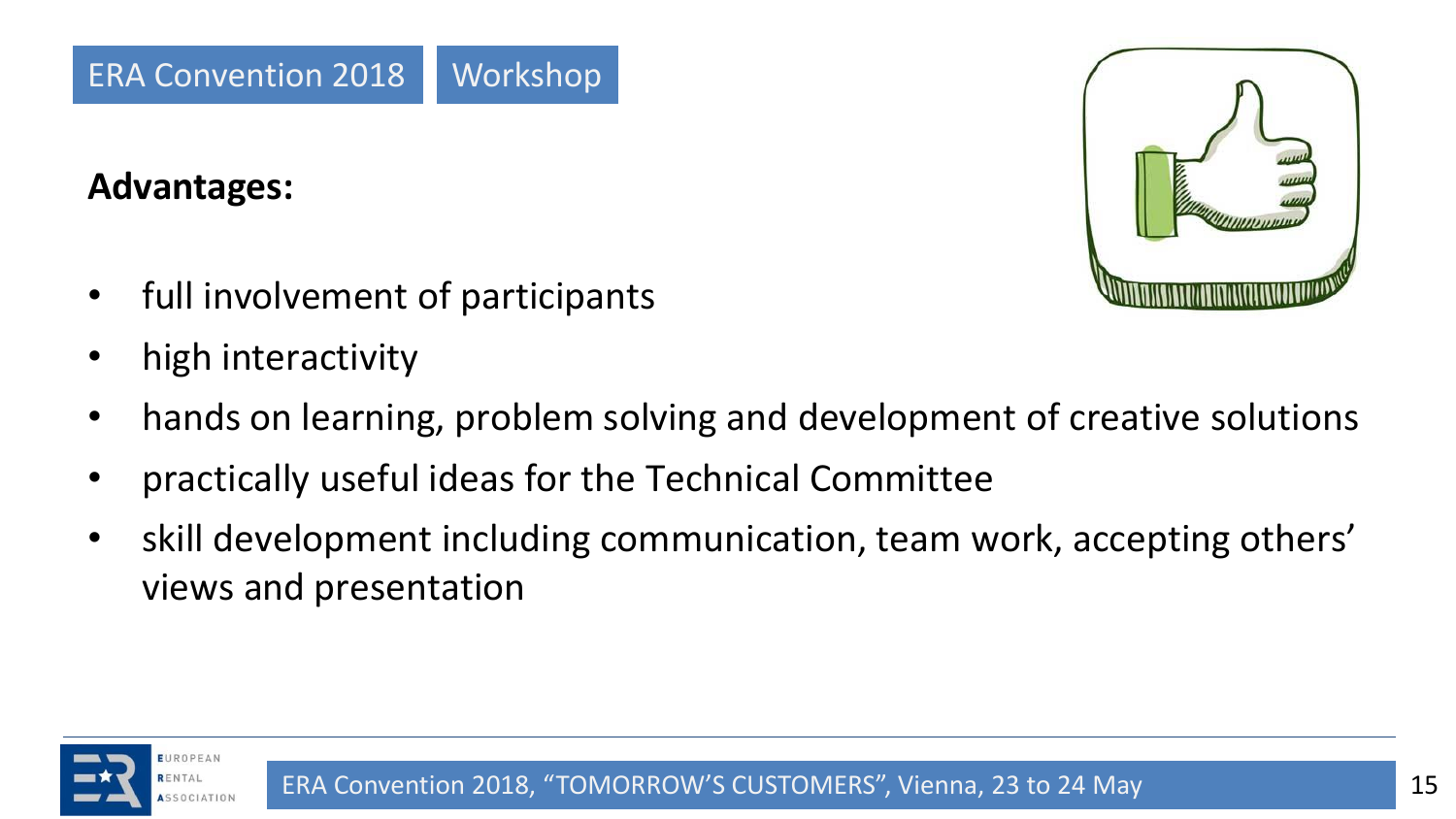ERA Convention 2018 | Workshop

**Advantages:**

- full involvement of participants
- high interactivity
- hands on learning, problem solving and development of creative solutions
- practically useful ideas for the Technical Committee
- skill development including communication, team work, accepting others' views and presentation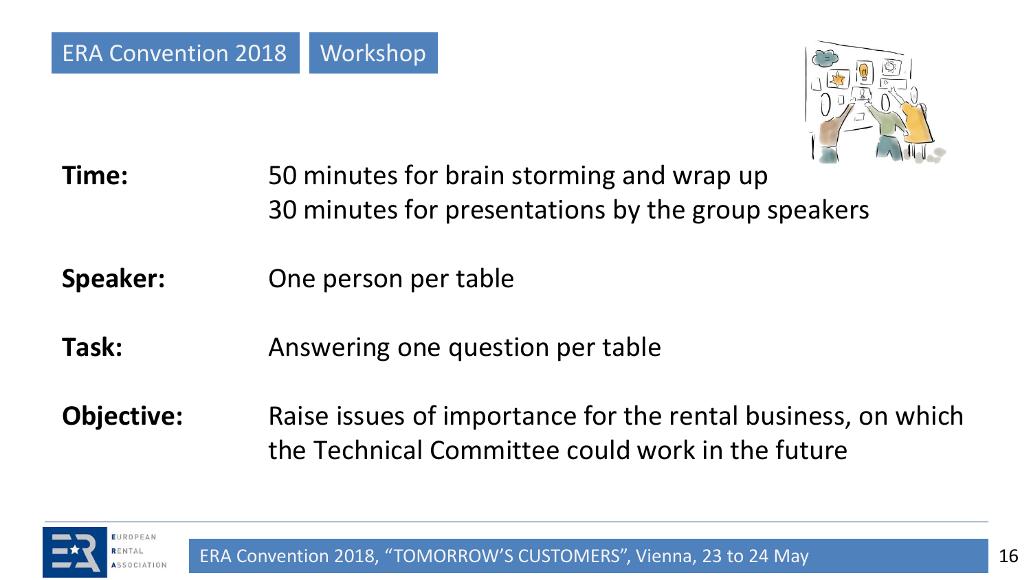ERA Convention 2018 | Workshop

**Time:** 50 minutes for brain storming and wrap up
30 minutes for presentations by the group speakers

**Speaker:** One person per table

**Task:** Answering one question per table

**Objective:** Raise issues of importance for the rental business, on which the Technical Committee could work in the future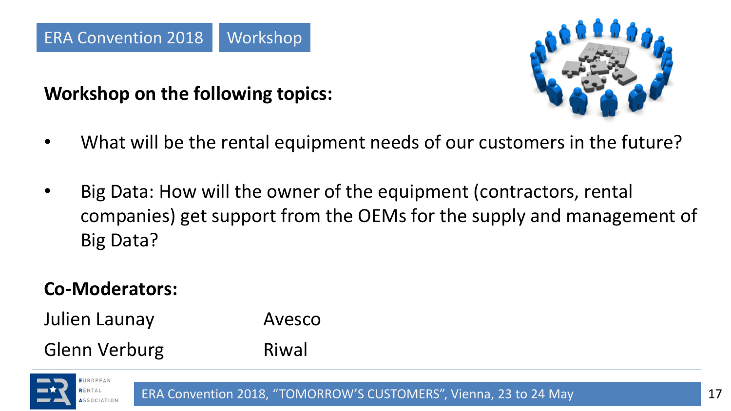ERA Convention 2018 | Workshop

**Workshop on the following topics:**

- What will be the rental equipment needs of our customers in the future?
- Big Data: How will the owner of the equipment (contractors, rental companies) get support from the OEMs for the supply and management of Big Data?

**Co-Moderators:**

| | |
|---|---|
| Julien Launay | Avesco |
| Glenn Verburg | Riwal |